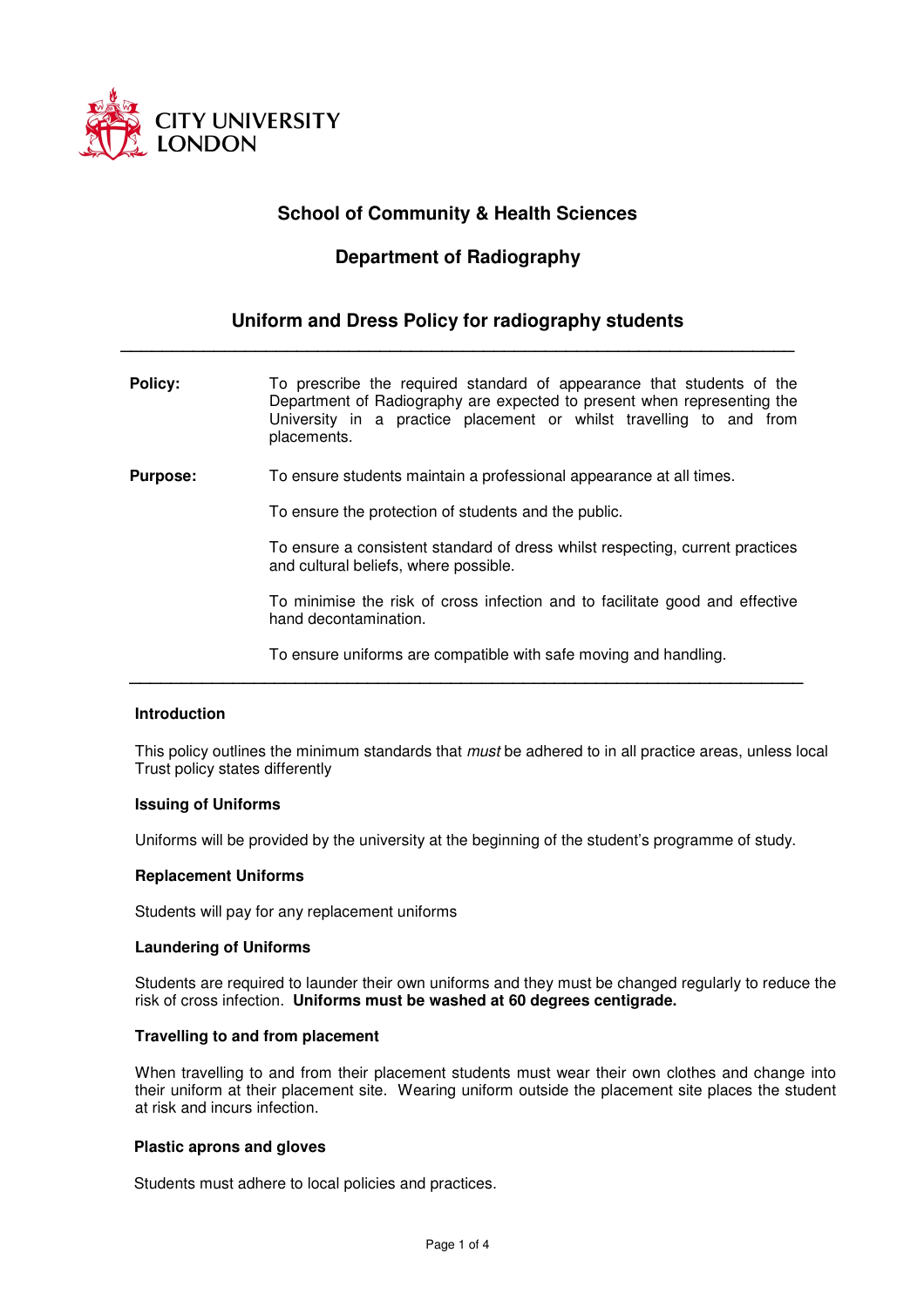CITY UNIVERSITY LONDON

## School of Community & Health Sciences

## Department of Radiography

# Uniform and Dress Policy for radiography students

---

**Policy:** To prescribe the required standard of appearance that students of the Department of Radiography are expected to present when representing the University in a practice placement or whilst travelling to and from placements.

**Purpose:** To ensure students maintain a professional appearance at all times.

To ensure the protection of students and the public.

To ensure a consistent standard of dress whilst respecting, current practices and cultural beliefs, where possible.

To minimise the risk of cross infection and to facilitate good and effective hand decontamination.

To ensure uniforms are compatible with safe moving and handling.

---

**Introduction**

This policy outlines the minimum standards that *must* be adhered to in all practice areas, unless local Trust policy states differently

**Issuing of Uniforms**

Uniforms will be provided by the university at the beginning of the student's programme of study.

**Replacement Uniforms**

Students will pay for any replacement uniforms

**Laundering of Uniforms**

Students are required to launder their own uniforms and they must be changed regularly to reduce the risk of cross infection. **Uniforms must be washed at 60 degrees centigrade.**

**Travelling to and from placement**

When travelling to and from their placement students must wear their own clothes and change into their uniform at their placement site. Wearing uniform outside the placement site places the student at risk and incurs infection.

**Plastic aprons and gloves**

Students must adhere to local policies and practices.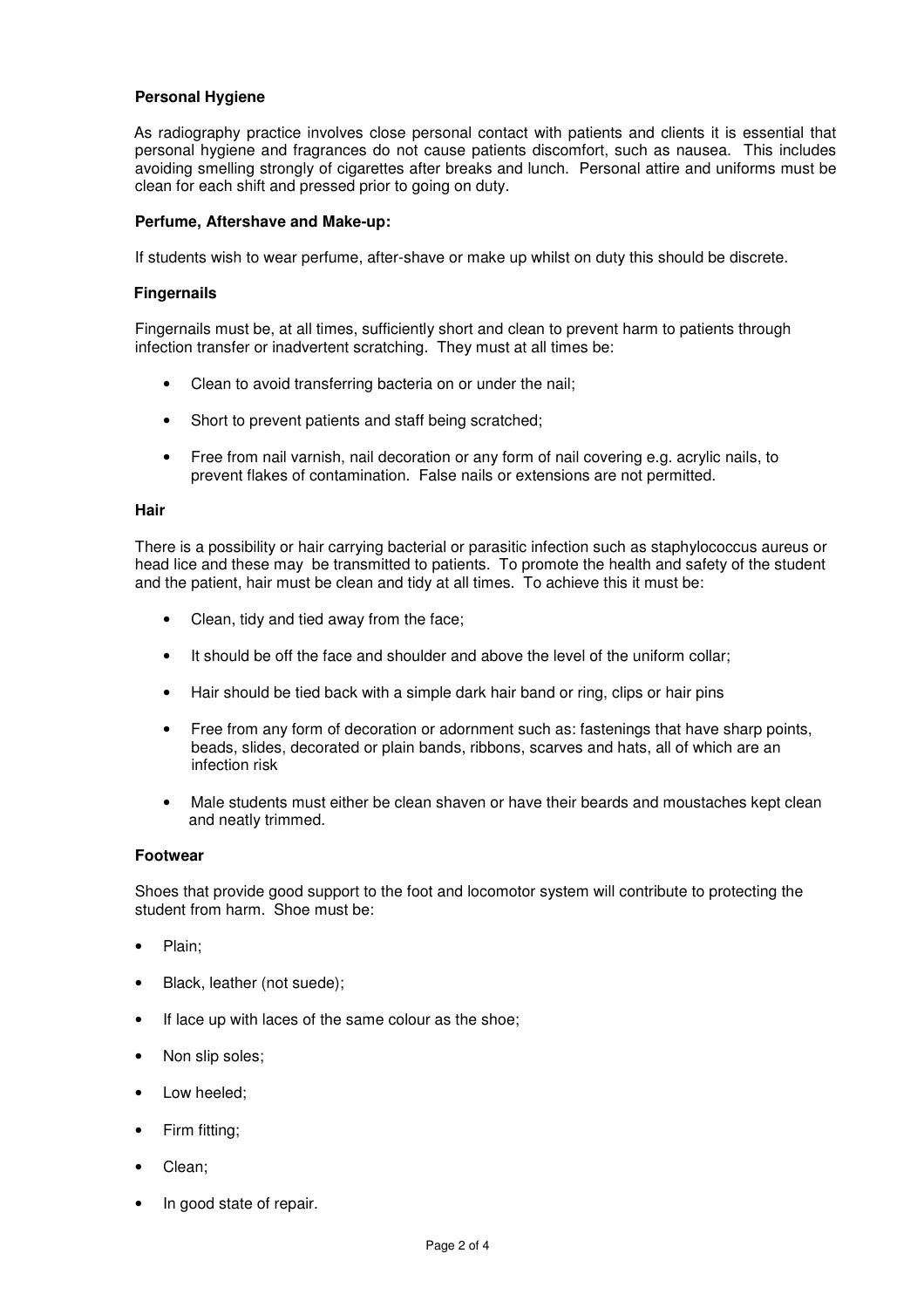**Personal Hygiene**

As radiography practice involves close personal contact with patients and clients it is essential that personal hygiene and fragrances do not cause patients discomfort, such as nausea. This includes avoiding smelling strongly of cigarettes after breaks and lunch. Personal attire and uniforms must be clean for each shift and pressed prior to going on duty.

**Perfume, Aftershave and Make-up:**

If students wish to wear perfume, after-shave or make up whilst on duty this should be discrete.

**Fingernails**

Fingernails must be, at all times, sufficiently short and clean to prevent harm to patients through infection transfer or inadvertent scratching. They must at all times be:

- Clean to avoid transferring bacteria on or under the nail;
- Short to prevent patients and staff being scratched;
- Free from nail varnish, nail decoration or any form of nail covering e.g. acrylic nails, to prevent flakes of contamination. False nails or extensions are not permitted.

**Hair**

There is a possibility or hair carrying bacterial or parasitic infection such as staphylococcus aureus or head lice and these may be transmitted to patients. To promote the health and safety of the student and the patient, hair must be clean and tidy at all times. To achieve this it must be:

- Clean, tidy and tied away from the face;
- It should be off the face and shoulder and above the level of the uniform collar;
- Hair should be tied back with a simple dark hair band or ring, clips or hair pins
- Free from any form of decoration or adornment such as: fastenings that have sharp points, beads, slides, decorated or plain bands, ribbons, scarves and hats, all of which are an infection risk
- Male students must either be clean shaven or have their beards and moustaches kept clean and neatly trimmed.

**Footwear**

Shoes that provide good support to the foot and locomotor system will contribute to protecting the student from harm. Shoe must be:

- Plain;
- Black, leather (not suede);
- If lace up with laces of the same colour as the shoe;
- Non slip soles;
- Low heeled;
- Firm fitting;
- Clean;
- In good state of repair.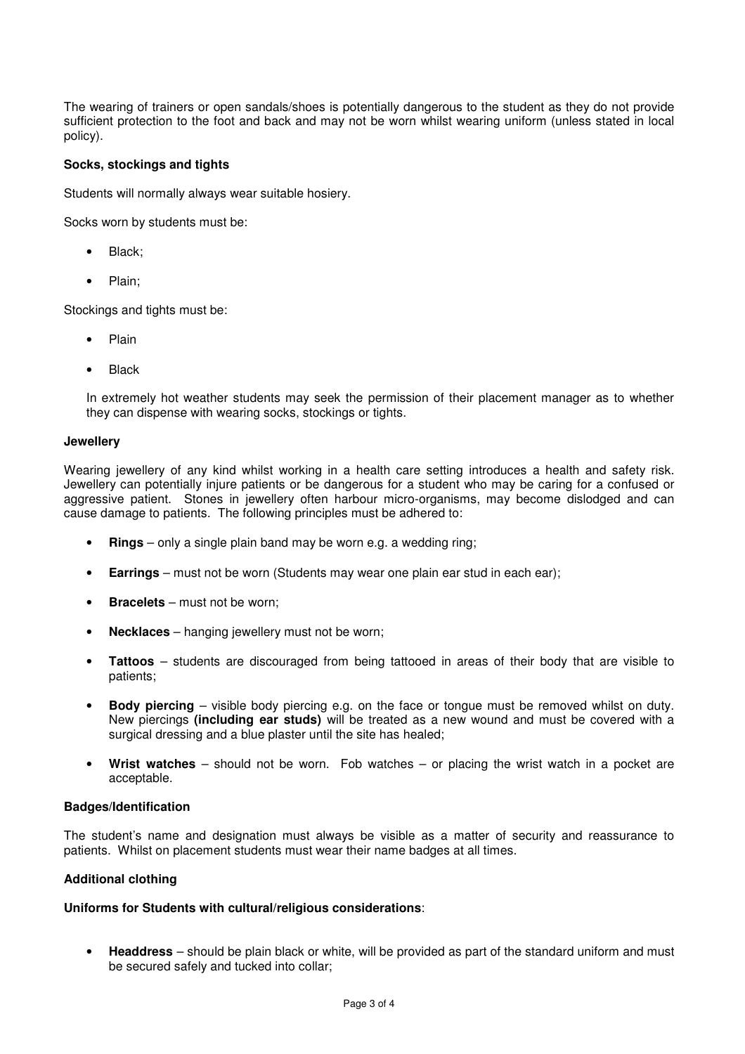The wearing of trainers or open sandals/shoes is potentially dangerous to the student as they do not provide sufficient protection to the foot and back and may not be worn whilst wearing uniform (unless stated in local policy).

**Socks, stockings and tights**

Students will normally always wear suitable hosiery.

Socks worn by students must be:

- Black;
- Plain;

Stockings and tights must be:

- Plain
- Black

In extremely hot weather students may seek the permission of their placement manager as to whether they can dispense with wearing socks, stockings or tights.

**Jewellery**

Wearing jewellery of any kind whilst working in a health care setting introduces a health and safety risk. Jewellery can potentially injure patients or be dangerous for a student who may be caring for a confused or aggressive patient. Stones in jewellery often harbour micro-organisms, may become dislodged and can cause damage to patients. The following principles must be adhered to:

- **Rings** – only a single plain band may be worn e.g. a wedding ring;
- **Earrings** – must not be worn (Students may wear one plain ear stud in each ear);
- **Bracelets** – must not be worn;
- **Necklaces** – hanging jewellery must not be worn;
- **Tattoos** – students are discouraged from being tattooed in areas of their body that are visible to patients;
- **Body piercing** – visible body piercing e.g. on the face or tongue must be removed whilst on duty. New piercings **(including ear studs)** will be treated as a new wound and must be covered with a surgical dressing and a blue plaster until the site has healed;
- **Wrist watches** – should not be worn. Fob watches – or placing the wrist watch in a pocket are acceptable.

**Badges/Identification**

The student's name and designation must always be visible as a matter of security and reassurance to patients. Whilst on placement students must wear their name badges at all times.

**Additional clothing**

**Uniforms for Students with cultural/religious considerations**:

- **Headdress** – should be plain black or white, will be provided as part of the standard uniform and must be secured safely and tucked into collar;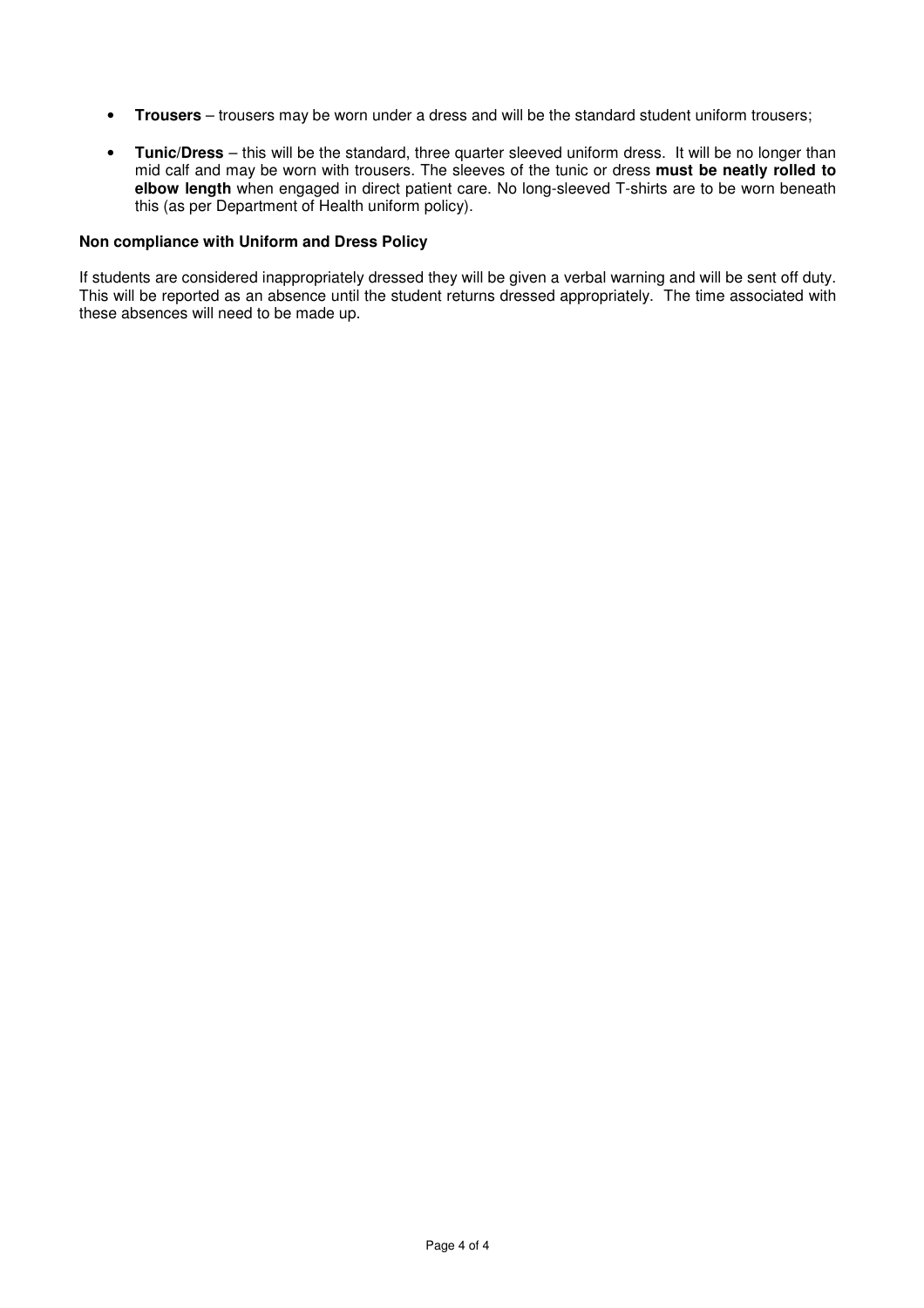- **Trousers** – trousers may be worn under a dress and will be the standard student uniform trousers;

- **Tunic/Dress** – this will be the standard, three quarter sleeved uniform dress. It will be no longer than mid calf and may be worn with trousers. The sleeves of the tunic or dress **must be neatly rolled to elbow length** when engaged in direct patient care. No long-sleeved T-shirts are to be worn beneath this (as per Department of Health uniform policy).

**Non compliance with Uniform and Dress Policy**

If students are considered inappropriately dressed they will be given a verbal warning and will be sent off duty. This will be reported as an absence until the student returns dressed appropriately. The time associated with these absences will need to be made up.